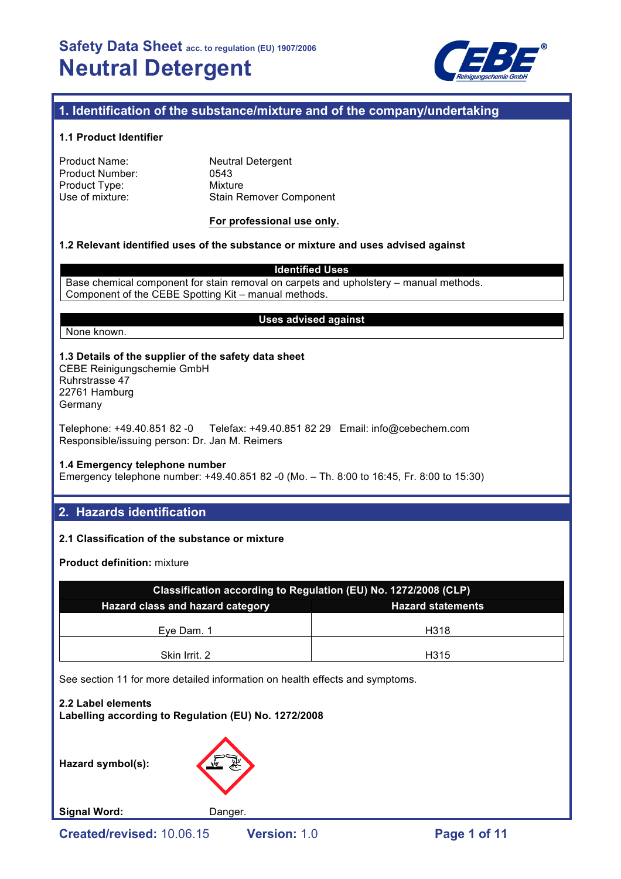# Safety Data Sheet acc. to regulation (EU) 1907/2006

# Neutral Detergent

## 1. Identification of the substance/mixture and of the company/undertaking

### 1.1 Product Identifier

| | |
|---|---|
| Product Name: | Neutral Detergent |
| Product Number: | 0543 |
| Product Type: | Mixture |
| Use of mixture: | Stain Remover Component |

**For professional use only.**

### 1.2 Relevant identified uses of the substance or mixture and uses advised against

| Identified Uses |
|---|
| Base chemical component for stain removal on carpets and upholstery – manual methods. Component of the CEBE Spotting Kit – manual methods. |

| Uses advised against |
|---|
| None known. |

### 1.3 Details of the supplier of the safety data sheet

CEBE Reinigungschemie GmbH
Ruhrstrasse 47
22761 Hamburg
Germany

Telephone: +49.40.851 82 -0  Telefax: +49.40.851 82 29  Email: info@cebechem.com
Responsible/issuing person: Dr. Jan M. Reimers

### 1.4 Emergency telephone number

Emergency telephone number: +49.40.851 82 -0 (Mo. – Th. 8:00 to 16:45, Fr. 8:00 to 15:30)

## 2. Hazards identification

### 2.1 Classification of the substance or mixture

**Product definition:** mixture

| Classification according to Regulation (EU) No. 1272/2008 (CLP) | |
|---|---|
| **Hazard class and hazard category** | **Hazard statements** |
| Eye Dam. 1 | H318 |
| Skin Irrit. 2 | H315 |

See section 11 for more detailed information on health effects and symptoms.

### 2.2 Label elements

**Labelling according to Regulation (EU) No. 1272/2008**

**Hazard symbol(s):**

**Signal Word:** Danger.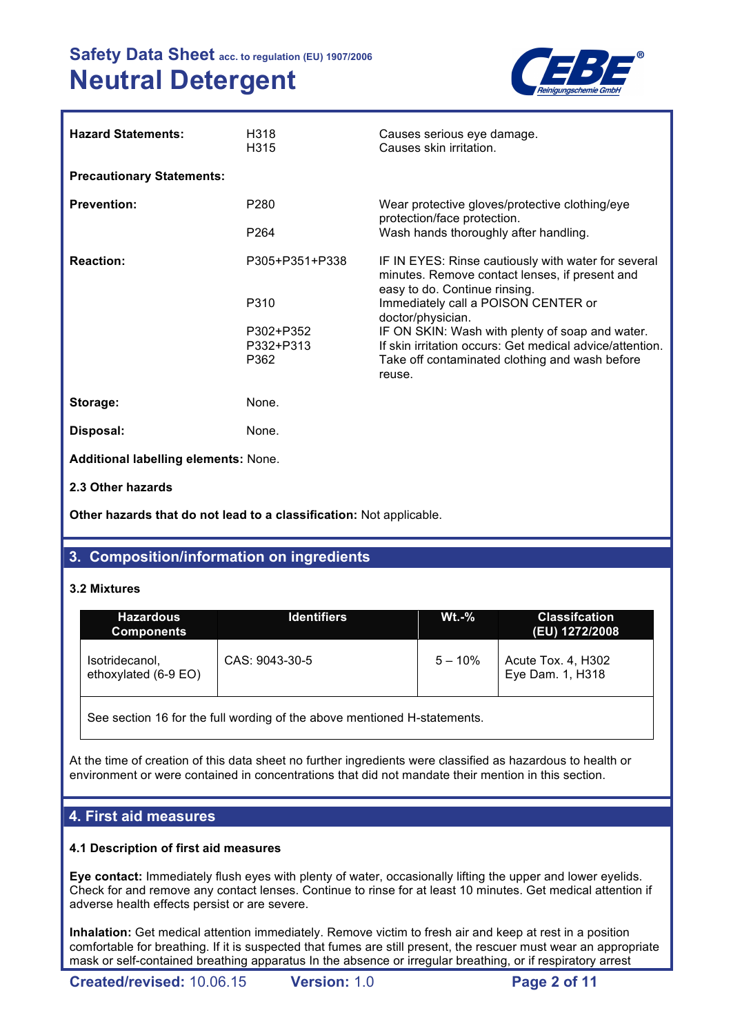| | | |
|---|---|---|
| **Hazard Statements:** | H318<br>H315 | Causes serious eye damage.<br>Causes skin irritation. |
| **Precautionary Statements:** | | |
| **Prevention:** | P280<br>P264 | Wear protective gloves/protective clothing/eye protection/face protection.<br>Wash hands thoroughly after handling. |
| **Reaction:** | P305+P351+P338<br>P310<br>P302+P352<br>P332+P313<br>P362 | IF IN EYES: Rinse cautiously with water for several minutes. Remove contact lenses, if present and easy to do. Continue rinsing.<br>Immediately call a POISON CENTER or doctor/physician.<br>IF ON SKIN: Wash with plenty of soap and water.<br>If skin irritation occurs: Get medical advice/attention.<br>Take off contaminated clothing and wash before reuse. |
| **Storage:** | None. | |
| **Disposal:** | None. | |

**Additional labelling elements:** None.

**2.3 Other hazards**

**Other hazards that do not lead to a classification:** Not applicable.

## 3. Composition/information on ingredients

### 3.2 Mixtures

| Hazardous Components | Identifiers | Wt.-% | Classifcation (EU) 1272/2008 |
|---|---|---|---|
| Isotridecanol, ethoxylated (6-9 EO) | CAS: 9043-30-5 | 5 – 10% | Acute Tox. 4, H302<br>Eye Dam. 1, H318 |
| See section 16 for the full wording of the above mentioned H-statements. | | | |

At the time of creation of this data sheet no further ingredients were classified as hazardous to health or environment or were contained in concentrations that did not mandate their mention in this section.

## 4. First aid measures

### 4.1 Description of first aid measures

**Eye contact:** Immediately flush eyes with plenty of water, occasionally lifting the upper and lower eyelids. Check for and remove any contact lenses. Continue to rinse for at least 10 minutes. Get medical attention if adverse health effects persist or are severe.

**Inhalation:** Get medical attention immediately. Remove victim to fresh air and keep at rest in a position comfortable for breathing. If it is suspected that fumes are still present, the rescuer must wear an appropriate mask or self-contained breathing apparatus In the absence or irregular breathing, or if respiratory arrest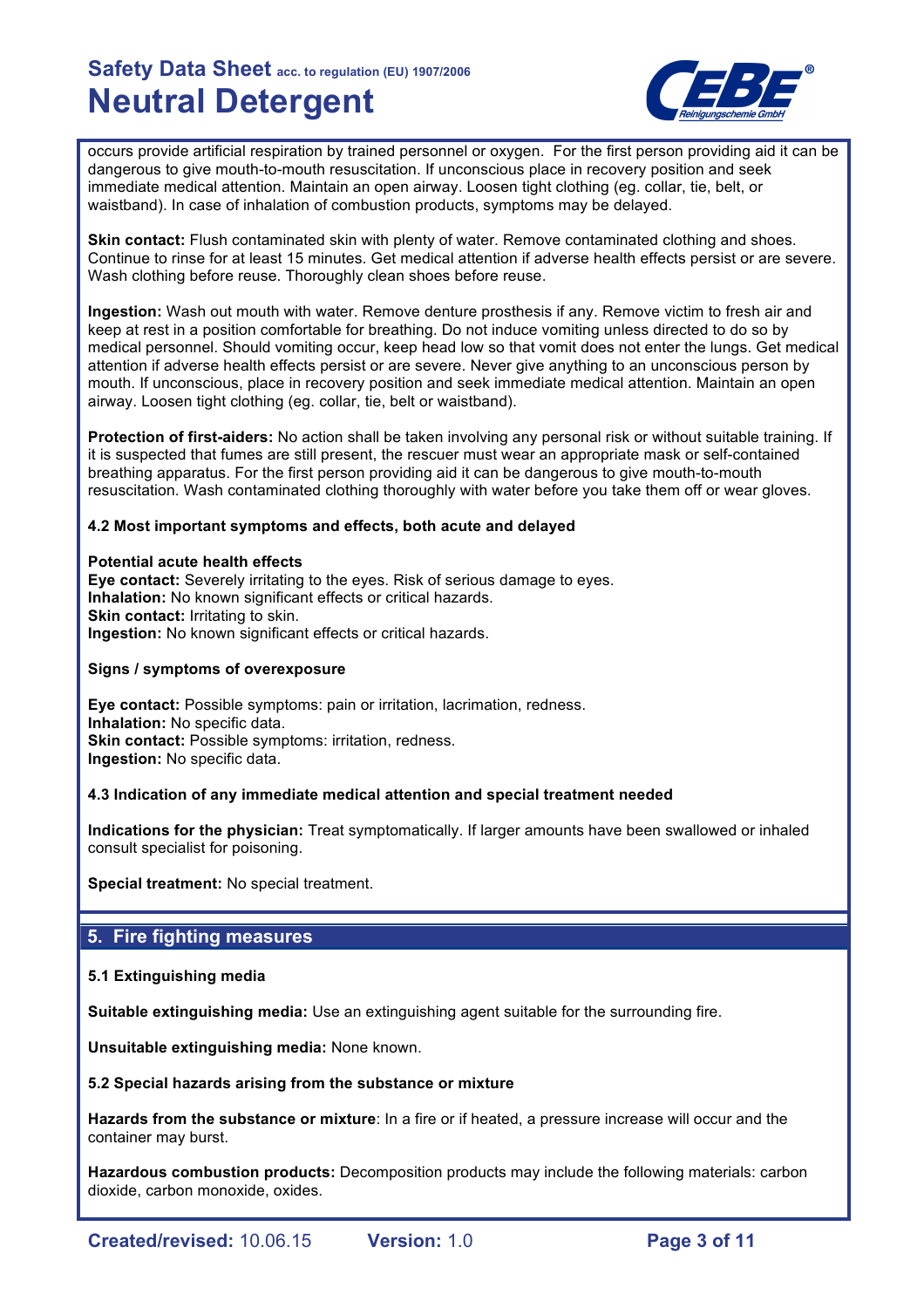occurs provide artificial respiration by trained personnel or oxygen. For the first person providing aid it can be dangerous to give mouth-to-mouth resuscitation. If unconscious place in recovery position and seek immediate medical attention. Maintain an open airway. Loosen tight clothing (eg. collar, tie, belt, or waistband). In case of inhalation of combustion products, symptoms may be delayed.

**Skin contact:** Flush contaminated skin with plenty of water. Remove contaminated clothing and shoes. Continue to rinse for at least 15 minutes. Get medical attention if adverse health effects persist or are severe. Wash clothing before reuse. Thoroughly clean shoes before reuse.

**Ingestion:** Wash out mouth with water. Remove denture prosthesis if any. Remove victim to fresh air and keep at rest in a position comfortable for breathing. Do not induce vomiting unless directed to do so by medical personnel. Should vomiting occur, keep head low so that vomit does not enter the lungs. Get medical attention if adverse health effects persist or are severe. Never give anything to an unconscious person by mouth. If unconscious, place in recovery position and seek immediate medical attention. Maintain an open airway. Loosen tight clothing (eg. collar, tie, belt or waistband).

**Protection of first-aiders:** No action shall be taken involving any personal risk or without suitable training. If it is suspected that fumes are still present, the rescuer must wear an appropriate mask or self-contained breathing apparatus. For the first person providing aid it can be dangerous to give mouth-to-mouth resuscitation. Wash contaminated clothing thoroughly with water before you take them off or wear gloves.

### 4.2 Most important symptoms and effects, both acute and delayed

**Potential acute health effects**
**Eye contact:** Severely irritating to the eyes. Risk of serious damage to eyes.
**Inhalation:** No known significant effects or critical hazards.
**Skin contact:** Irritating to skin.
**Ingestion:** No known significant effects or critical hazards.

**Signs / symptoms of overexposure**

**Eye contact:** Possible symptoms: pain or irritation, lacrimation, redness.
**Inhalation:** No specific data.
**Skin contact:** Possible symptoms: irritation, redness.
**Ingestion:** No specific data.

### 4.3 Indication of any immediate medical attention and special treatment needed

**Indications for the physician:** Treat symptomatically. If larger amounts have been swallowed or inhaled consult specialist for poisoning.

**Special treatment:** No special treatment.

## 5. Fire fighting measures

### 5.1 Extinguishing media

**Suitable extinguishing media:** Use an extinguishing agent suitable for the surrounding fire.

**Unsuitable extinguishing media:** None known.

### 5.2 Special hazards arising from the substance or mixture

**Hazards from the substance or mixture**: In a fire or if heated, a pressure increase will occur and the container may burst.

**Hazardous combustion products:** Decomposition products may include the following materials: carbon dioxide, carbon monoxide, oxides.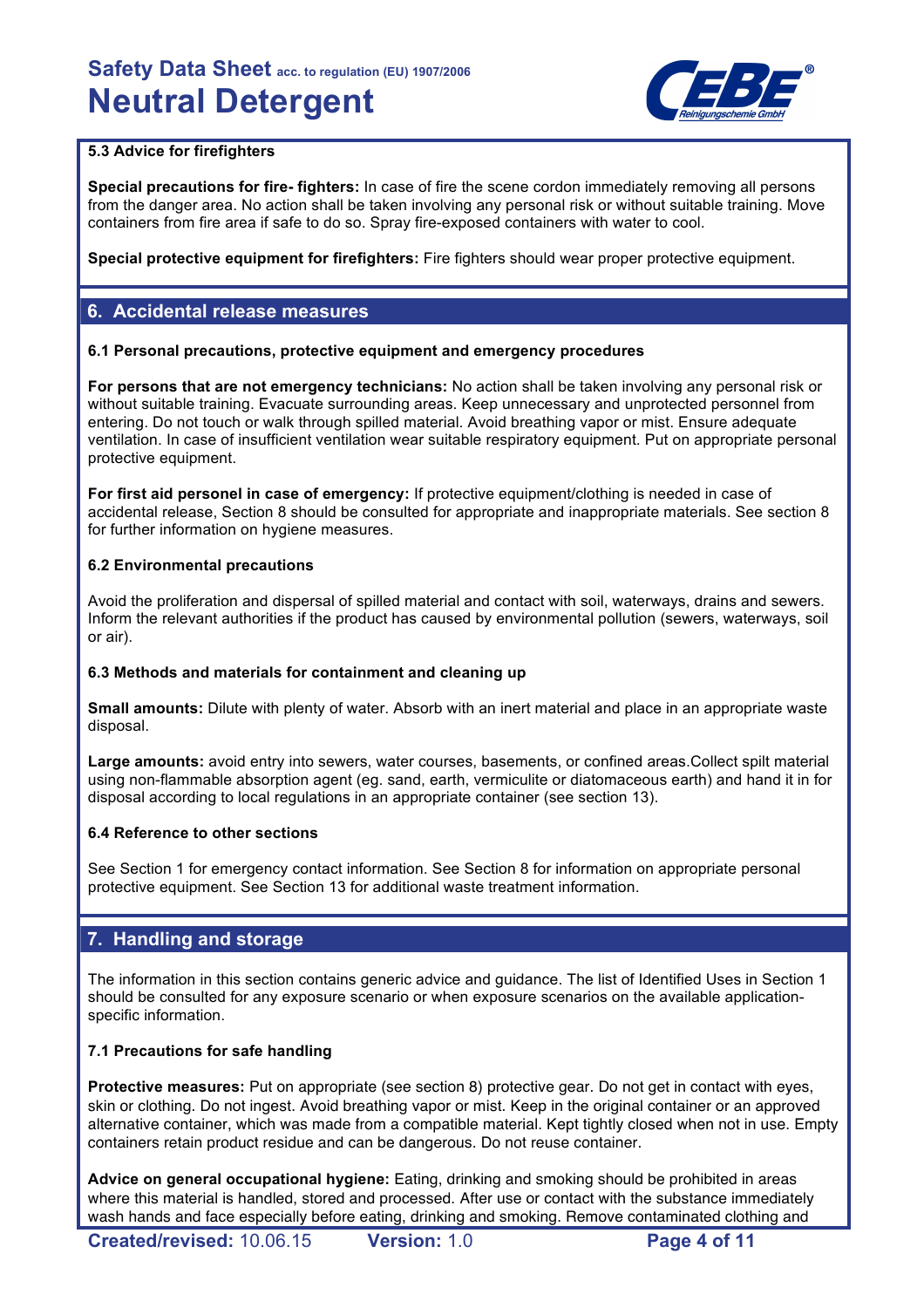### 5.3 Advice for firefighters

**Special precautions for fire- fighters:** In case of fire the scene cordon immediately removing all persons from the danger area. No action shall be taken involving any personal risk or without suitable training. Move containers from fire area if safe to do so. Spray fire-exposed containers with water to cool.

**Special protective equipment for firefighters:** Fire fighters should wear proper protective equipment.

## 6. Accidental release measures

### 6.1 Personal precautions, protective equipment and emergency procedures

**For persons that are not emergency technicians:** No action shall be taken involving any personal risk or without suitable training. Evacuate surrounding areas. Keep unnecessary and unprotected personnel from entering. Do not touch or walk through spilled material. Avoid breathing vapor or mist. Ensure adequate ventilation. In case of insufficient ventilation wear suitable respiratory equipment. Put on appropriate personal protective equipment.

**For first aid personel in case of emergency:** If protective equipment/clothing is needed in case of accidental release, Section 8 should be consulted for appropriate and inappropriate materials. See section 8 for further information on hygiene measures.

### 6.2 Environmental precautions

Avoid the proliferation and dispersal of spilled material and contact with soil, waterways, drains and sewers. Inform the relevant authorities if the product has caused by environmental pollution (sewers, waterways, soil or air).

### 6.3 Methods and materials for containment and cleaning up

**Small amounts:** Dilute with plenty of water. Absorb with an inert material and place in an appropriate waste disposal.

**Large amounts:** avoid entry into sewers, water courses, basements, or confined areas.Collect spilt material using non-flammable absorption agent (eg. sand, earth, vermiculite or diatomaceous earth) and hand it in for disposal according to local regulations in an appropriate container (see section 13).

### 6.4 Reference to other sections

See Section 1 for emergency contact information. See Section 8 for information on appropriate personal protective equipment. See Section 13 for additional waste treatment information.

## 7. Handling and storage

The information in this section contains generic advice and guidance. The list of Identified Uses in Section 1 should be consulted for any exposure scenario or when exposure scenarios on the available application-specific information.

### 7.1 Precautions for safe handling

**Protective measures:** Put on appropriate (see section 8) protective gear. Do not get in contact with eyes, skin or clothing. Do not ingest. Avoid breathing vapor or mist. Keep in the original container or an approved alternative container, which was made from a compatible material. Kept tightly closed when not in use. Empty containers retain product residue and can be dangerous. Do not reuse container.

**Advice on general occupational hygiene:** Eating, drinking and smoking should be prohibited in areas where this material is handled, stored and processed. After use or contact with the substance immediately wash hands and face especially before eating, drinking and smoking. Remove contaminated clothing and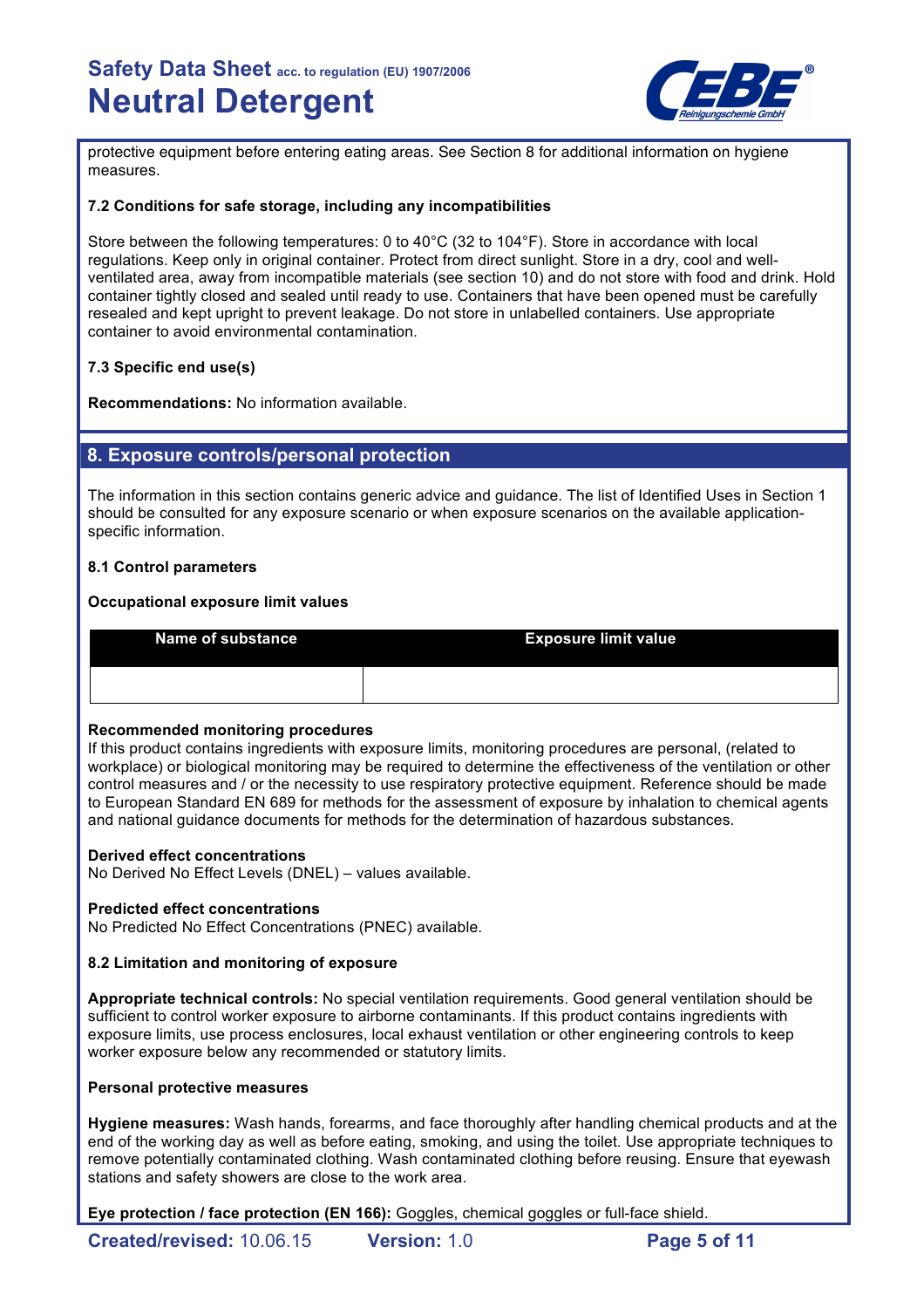protective equipment before entering eating areas. See Section 8 for additional information on hygiene measures.

**7.2 Conditions for safe storage, including any incompatibilities**

Store between the following temperatures: 0 to 40°C (32 to 104°F). Store in accordance with local regulations. Keep only in original container. Protect from direct sunlight. Store in a dry, cool and well-ventilated area, away from incompatible materials (see section 10) and do not store with food and drink. Hold container tightly closed and sealed until ready to use. Containers that have been opened must be carefully resealed and kept upright to prevent leakage. Do not store in unlabelled containers. Use appropriate container to avoid environmental contamination.

**7.3 Specific end use(s)**

**Recommendations:** No information available.

## 8. Exposure controls/personal protection

The information in this section contains generic advice and guidance. The list of Identified Uses in Section 1 should be consulted for any exposure scenario or when exposure scenarios on the available application-specific information.

**8.1 Control parameters**

**Occupational exposure limit values**

| Name of substance | Exposure limit value |
|---|---|
| | |

**Recommended monitoring procedures**
If this product contains ingredients with exposure limits, monitoring procedures are personal, (related to workplace) or biological monitoring may be required to determine the effectiveness of the ventilation or other control measures and / or the necessity to use respiratory protective equipment. Reference should be made to European Standard EN 689 for methods for the assessment of exposure by inhalation to chemical agents and national guidance documents for methods for the determination of hazardous substances.

**Derived effect concentrations**
No Derived No Effect Levels (DNEL) – values available.

**Predicted effect concentrations**
No Predicted No Effect Concentrations (PNEC) available.

**8.2 Limitation and monitoring of exposure**

**Appropriate technical controls:** No special ventilation requirements. Good general ventilation should be sufficient to control worker exposure to airborne contaminants. If this product contains ingredients with exposure limits, use process enclosures, local exhaust ventilation or other engineering controls to keep worker exposure below any recommended or statutory limits.

**Personal protective measures**

**Hygiene measures:** Wash hands, forearms, and face thoroughly after handling chemical products and at the end of the working day as well as before eating, smoking, and using the toilet. Use appropriate techniques to remove potentially contaminated clothing. Wash contaminated clothing before reusing. Ensure that eyewash stations and safety showers are close to the work area.

**Eye protection / face protection (EN 166):** Goggles, chemical goggles or full-face shield.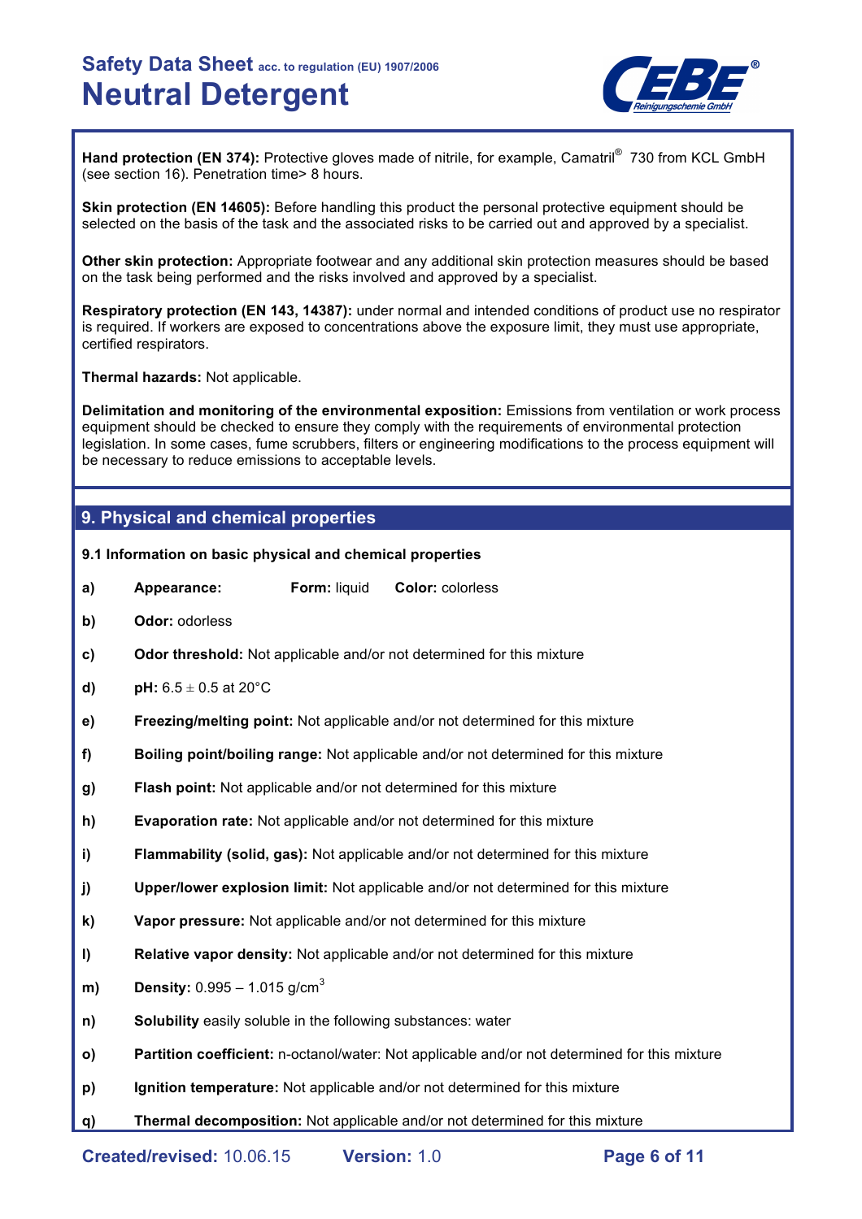**Hand protection (EN 374):** Protective gloves made of nitrile, for example, Camatril® 730 from KCL GmbH (see section 16). Penetration time> 8 hours.

**Skin protection (EN 14605):** Before handling this product the personal protective equipment should be selected on the basis of the task and the associated risks to be carried out and approved by a specialist.

**Other skin protection:** Appropriate footwear and any additional skin protection measures should be based on the task being performed and the risks involved and approved by a specialist.

**Respiratory protection (EN 143, 14387):** under normal and intended conditions of product use no respirator is required. If workers are exposed to concentrations above the exposure limit, they must use appropriate, certified respirators.

**Thermal hazards:** Not applicable.

**Delimitation and monitoring of the environmental exposition:** Emissions from ventilation or work process equipment should be checked to ensure they comply with the requirements of environmental protection legislation. In some cases, fume scrubbers, filters or engineering modifications to the process equipment will be necessary to reduce emissions to acceptable levels.

## 9. Physical and chemical properties

**9.1 Information on basic physical and chemical properties**

- **a)** **Appearance:** **Form:** liquid **Color:** colorless
- **b)** **Odor:** odorless
- **c)** **Odor threshold:** Not applicable and/or not determined for this mixture
- **d)** **pH:** 6.5 ± 0.5 at 20°C
- **e)** **Freezing/melting point:** Not applicable and/or not determined for this mixture
- **f)** **Boiling point/boiling range:** Not applicable and/or not determined for this mixture
- **g)** **Flash point:** Not applicable and/or not determined for this mixture
- **h)** **Evaporation rate:** Not applicable and/or not determined for this mixture
- **i)** **Flammability (solid, gas):** Not applicable and/or not determined for this mixture
- **j)** **Upper/lower explosion limit:** Not applicable and/or not determined for this mixture
- **k)** **Vapor pressure:** Not applicable and/or not determined for this mixture
- **l)** **Relative vapor density:** Not applicable and/or not determined for this mixture
- **m)** **Density:** 0.995 – 1.015 g/cm$^3$
- **n)** **Solubility** easily soluble in the following substances: water
- **o)** **Partition coefficient:** n-octanol/water: Not applicable and/or not determined for this mixture
- **p)** **Ignition temperature:** Not applicable and/or not determined for this mixture
- **q)** **Thermal decomposition:** Not applicable and/or not determined for this mixture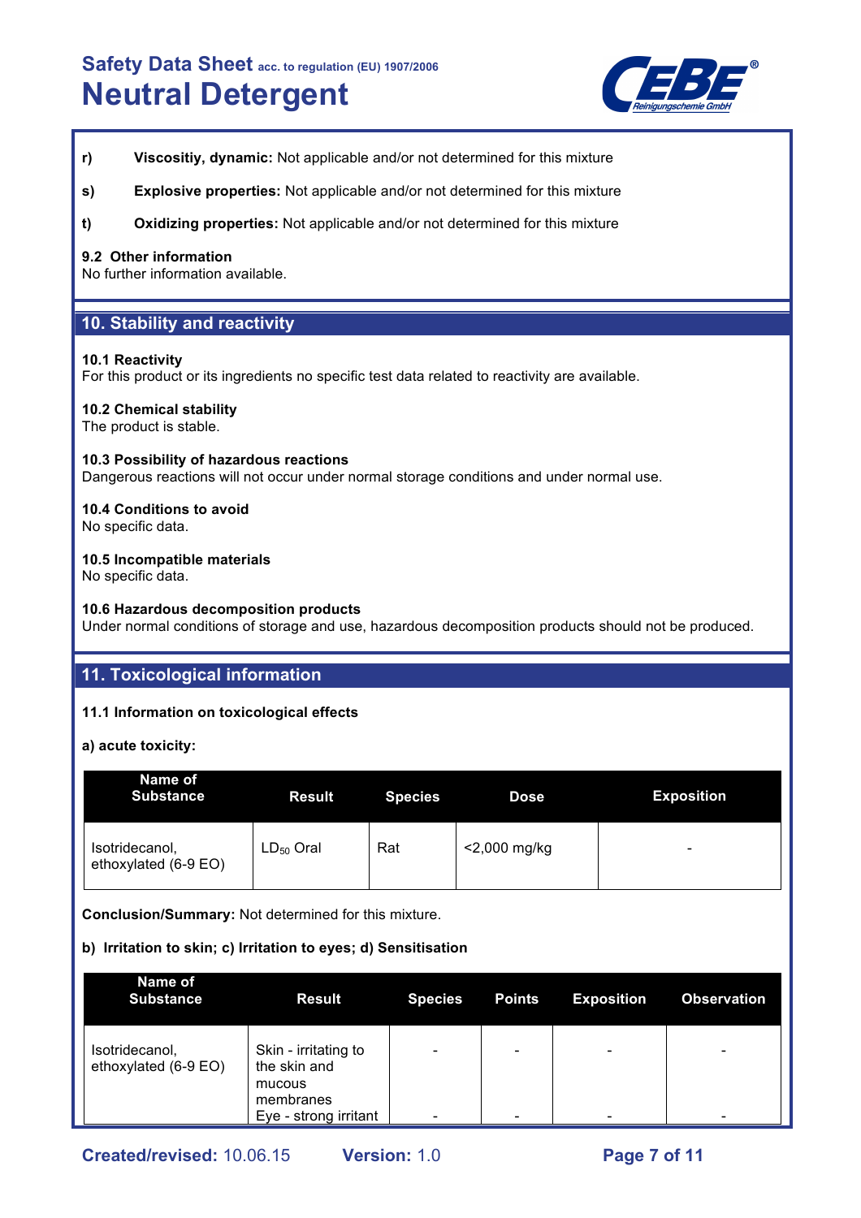**r)** **Viscositiy, dynamic:** Not applicable and/or not determined for this mixture

**s)** **Explosive properties:** Not applicable and/or not determined for this mixture

**t)** **Oxidizing properties:** Not applicable and/or not determined for this mixture

### 9.2 Other information

No further information available.

## 10. Stability and reactivity

### 10.1 Reactivity

For this product or its ingredients no specific test data related to reactivity are available.

### 10.2 Chemical stability

The product is stable.

### 10.3 Possibility of hazardous reactions

Dangerous reactions will not occur under normal storage conditions and under normal use.

### 10.4 Conditions to avoid

No specific data.

### 10.5 Incompatible materials

No specific data.

### 10.6 Hazardous decomposition products

Under normal conditions of storage and use, hazardous decomposition products should not be produced.

## 11. Toxicological information

### 11.1 Information on toxicological effects

**a) acute toxicity:**

| Name of Substance | Result | Species | Dose | Exposition |
|---|---|---|---|---|
| Isotridecanol, ethoxylated (6-9 EO) | $LD_{50}$ Oral | Rat | <2,000 mg/kg | - |

**Conclusion/Summary:** Not determined for this mixture.

**b) Irritation to skin; c) Irritation to eyes; d) Sensitisation**

| Name of Substance | Result | Species | Points | Exposition | Observation |
|---|---|---|---|---|---|
| Isotridecanol, ethoxylated (6-9 EO) | Skin - irritating to the skin and mucous membranes | - | - | - | - |
| | Eye - strong irritant | - | - | - | - |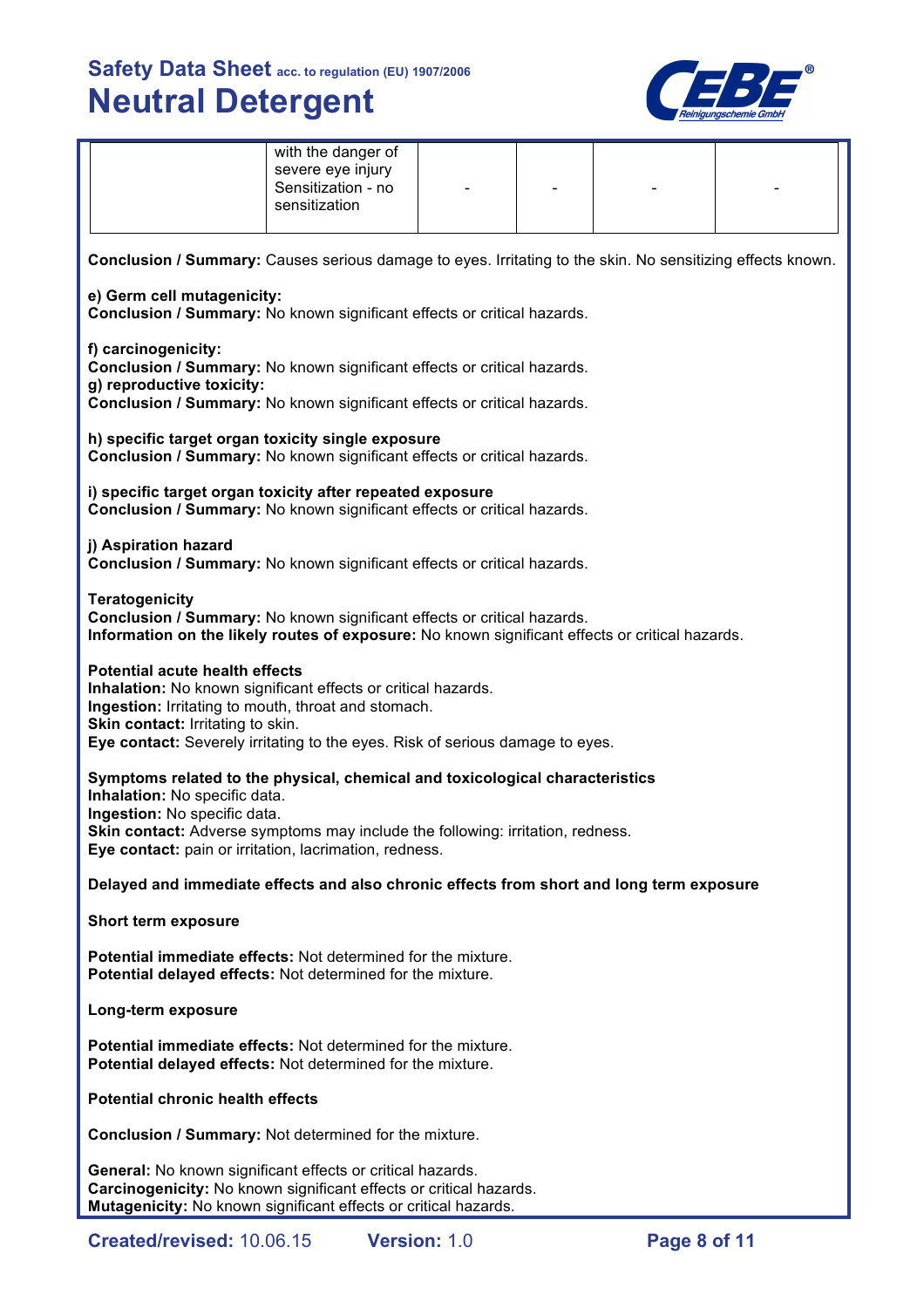|  | with the danger of severe eye injury Sensitization - no sensitization | - | - | - | - |
|---|---|---|---|---|---|

**Conclusion / Summary:** Causes serious damage to eyes. Irritating to the skin. No sensitizing effects known.

**e) Germ cell mutagenicity:**
**Conclusion / Summary:** No known significant effects or critical hazards.

**f) carcinogenicity:**
**Conclusion / Summary:** No known significant effects or critical hazards.
**g) reproductive toxicity:**
**Conclusion / Summary:** No known significant effects or critical hazards.

**h) specific target organ toxicity single exposure**
**Conclusion / Summary:** No known significant effects or critical hazards.

**i) specific target organ toxicity after repeated exposure**
**Conclusion / Summary:** No known significant effects or critical hazards.

**j) Aspiration hazard**
**Conclusion / Summary:** No known significant effects or critical hazards.

**Teratogenicity**
**Conclusion / Summary:** No known significant effects or critical hazards.
**Information on the likely routes of exposure:** No known significant effects or critical hazards.

**Potential acute health effects**
**Inhalation:** No known significant effects or critical hazards.
**Ingestion:** Irritating to mouth, throat and stomach.
**Skin contact:** Irritating to skin.
**Eye contact:** Severely irritating to the eyes. Risk of serious damage to eyes.

**Symptoms related to the physical, chemical and toxicological characteristics**
**Inhalation:** No specific data.
**Ingestion:** No specific data.
**Skin contact:** Adverse symptoms may include the following: irritation, redness.
**Eye contact:** pain or irritation, lacrimation, redness.

**Delayed and immediate effects and also chronic effects from short and long term exposure**

**Short term exposure**

**Potential immediate effects:** Not determined for the mixture.
**Potential delayed effects:** Not determined for the mixture.

**Long-term exposure**

**Potential immediate effects:** Not determined for the mixture.
**Potential delayed effects:** Not determined for the mixture.

**Potential chronic health effects**

**Conclusion / Summary:** Not determined for the mixture.

**General:** No known significant effects or critical hazards.
**Carcinogenicity:** No known significant effects or critical hazards.
**Mutagenicity:** No known significant effects or critical hazards.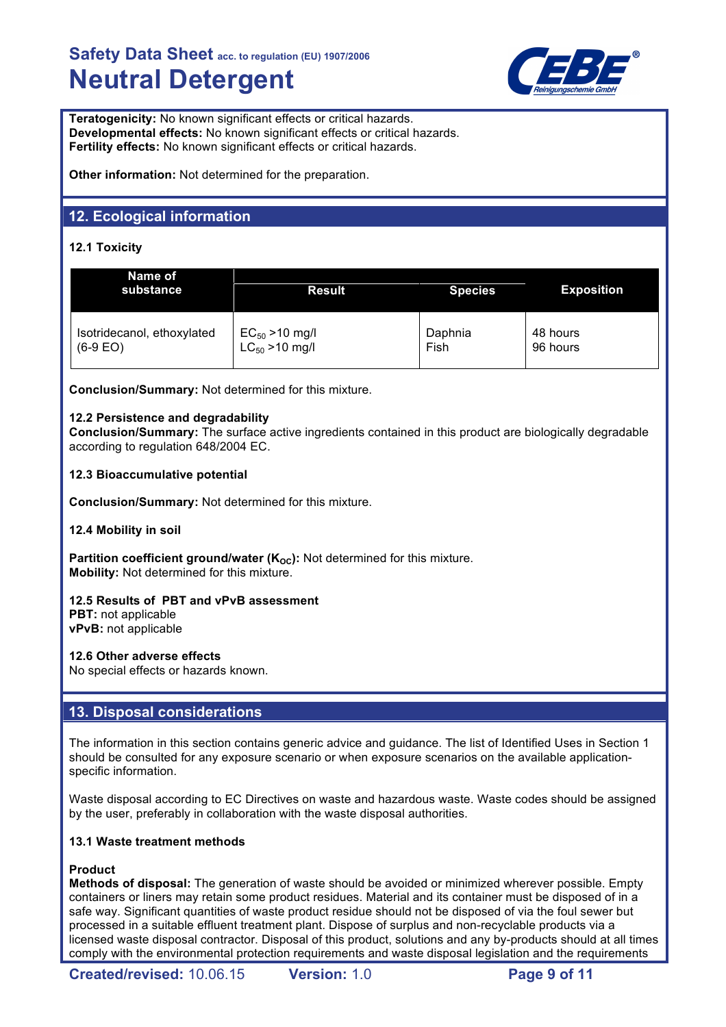**Teratogenicity:** No known significant effects or critical hazards.
**Developmental effects:** No known significant effects or critical hazards.
**Fertility effects:** No known significant effects or critical hazards.

**Other information:** Not determined for the preparation.

## 12. Ecological information

### 12.1 Toxicity

| Name of substance | Result | Species | Exposition |
|---|---|---|---|
| Isotridecanol, ethoxylated (6-9 EO) | $EC_{50}$ >10 mg/l<br>$LC_{50}$ >10 mg/l | Daphnia<br>Fish | 48 hours<br>96 hours |

**Conclusion/Summary:** Not determined for this mixture.

### 12.2 Persistence and degradability

**Conclusion/Summary:** The surface active ingredients contained in this product are biologically degradable according to regulation 648/2004 EC.

### 12.3 Bioaccumulative potential

**Conclusion/Summary:** Not determined for this mixture.

### 12.4 Mobility in soil

**Partition coefficient ground/water ($K_{OC}$):** Not determined for this mixture.
**Mobility:** Not determined for this mixture.

### 12.5 Results of PBT and vPvB assessment

**PBT:** not applicable
**vPvB:** not applicable

### 12.6 Other adverse effects

No special effects or hazards known.

## 13. Disposal considerations

The information in this section contains generic advice and guidance. The list of Identified Uses in Section 1 should be consulted for any exposure scenario or when exposure scenarios on the available application-specific information.

Waste disposal according to EC Directives on waste and hazardous waste. Waste codes should be assigned by the user, preferably in collaboration with the waste disposal authorities.

### 13.1 Waste treatment methods

**Product**
**Methods of disposal:** The generation of waste should be avoided or minimized wherever possible. Empty containers or liners may retain some product residues. Material and its container must be disposed of in a safe way. Significant quantities of waste product residue should not be disposed of via the foul sewer but processed in a suitable effluent treatment plant. Dispose of surplus and non-recyclable products via a licensed waste disposal contractor. Disposal of this product, solutions and any by-products should at all times comply with the environmental protection requirements and waste disposal legislation and the requirements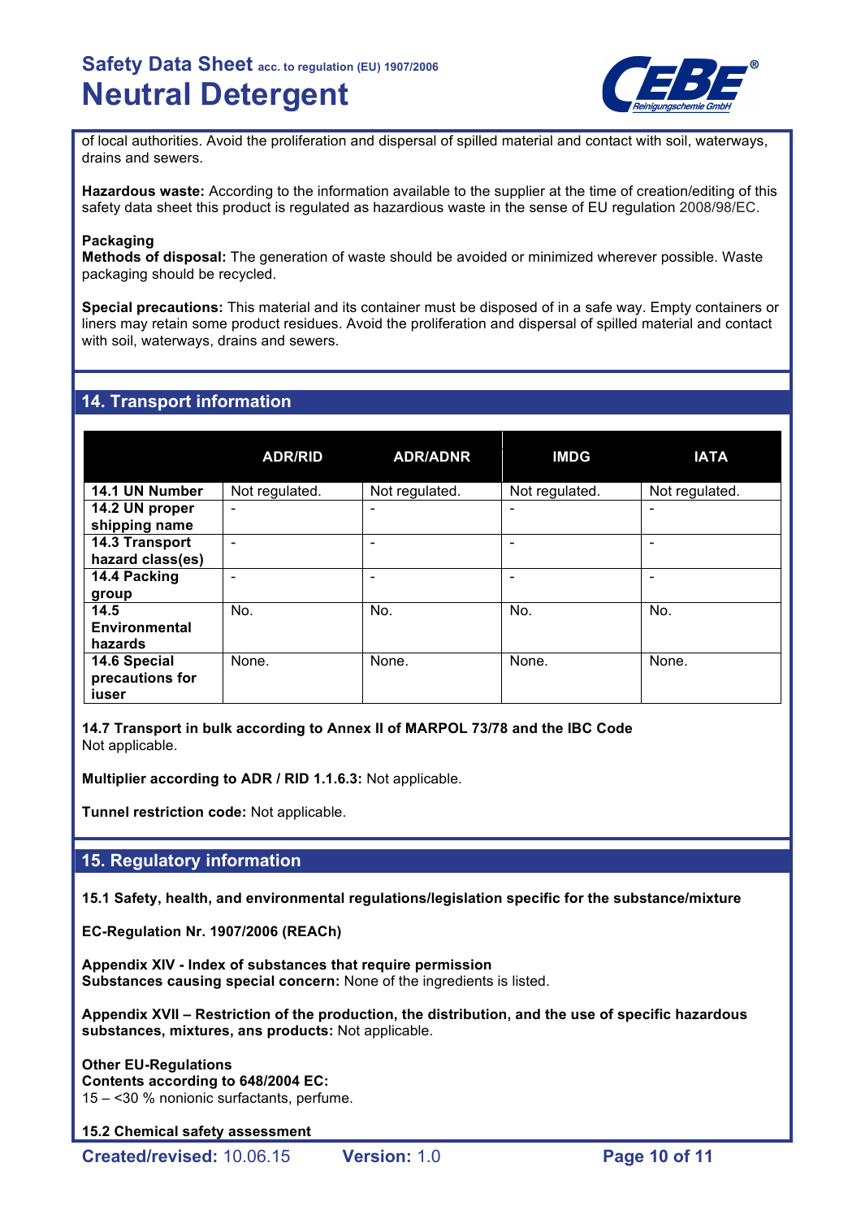of local authorities. Avoid the proliferation and dispersal of spilled material and contact with soil, waterways, drains and sewers.

**Hazardous waste:** According to the information available to the supplier at the time of creation/editing of this safety data sheet this product is regulated as hazardious waste in the sense of EU regulation 2008/98/EC.

**Packaging**
**Methods of disposal:** The generation of waste should be avoided or minimized wherever possible. Waste packaging should be recycled.

**Special precautions:** This material and its container must be disposed of in a safe way. Empty containers or liners may retain some product residues. Avoid the proliferation and dispersal of spilled material and contact with soil, waterways, drains and sewers.

## 14. Transport information

| | ADR/RID | ADR/ADNR | IMDG | IATA |
|---|---|---|---|---|
| **14.1 UN Number** | Not regulated. | Not regulated. | Not regulated. | Not regulated. |
| **14.2 UN proper shipping name** | - | - | - | - |
| **14.3 Transport hazard class(es)** | - | - | - | - |
| **14.4 Packing group** | - | - | - | - |
| **14.5 Environmental hazards** | No. | No. | No. | No. |
| **14.6 Special precautions for iuser** | None. | None. | None. | None. |

**14.7 Transport in bulk according to Annex II of MARPOL 73/78 and the IBC Code**
Not applicable.

**Multiplier according to ADR / RID 1.1.6.3:** Not applicable.

**Tunnel restriction code:** Not applicable.

## 15. Regulatory information

**15.1 Safety, health, and environmental regulations/legislation specific for the substance/mixture**

**EC-Regulation Nr. 1907/2006 (REACh)**

**Appendix XIV - Index of substances that require permission**
**Substances causing special concern:** None of the ingredients is listed.

**Appendix XVII – Restriction of the production, the distribution, and the use of specific hazardous substances, mixtures, ans products:** Not applicable.

**Other EU-Regulations**
**Contents according to 648/2004 EC:**
15 – <30 % nonionic surfactants, perfume.

**15.2 Chemical safety assessment**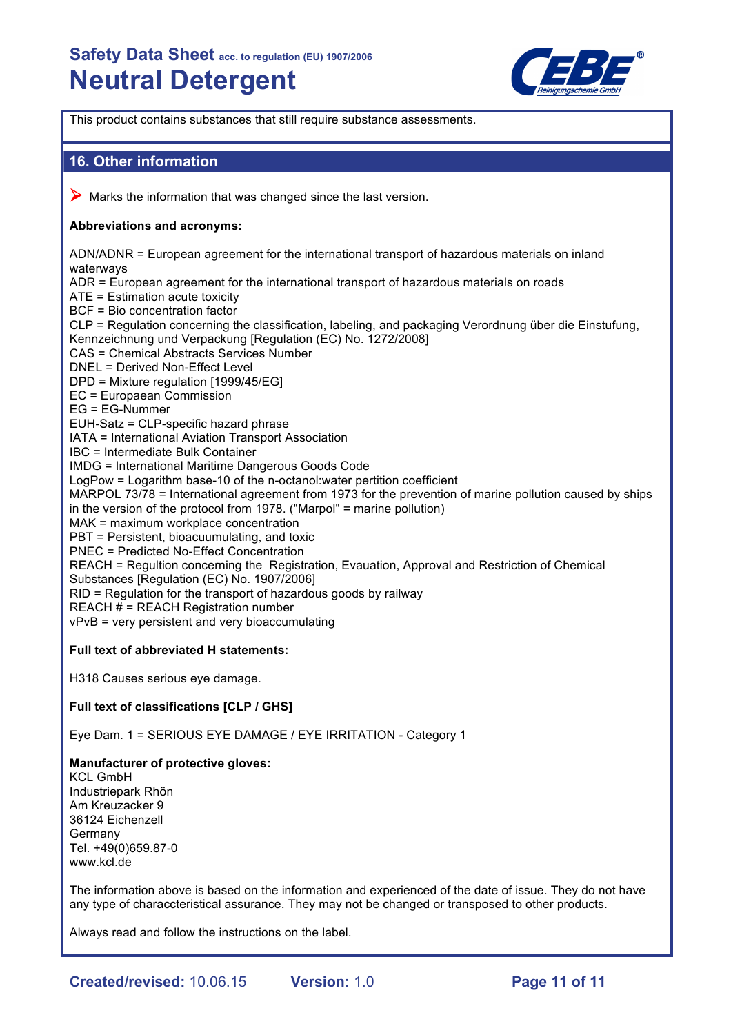This product contains substances that still require substance assessments.

## 16. Other information

➤ Marks the information that was changed since the last version.

**Abbreviations and acronyms:**

ADN/ADNR = European agreement for the international transport of hazardous materials on inland waterways
ADR = European agreement for the international transport of hazardous materials on roads
ATE = Estimation acute toxicity
BCF = Bio concentration factor
CLP = Regulation concerning the classification, labeling, and packaging Verordnung über die Einstufung, Kennzeichnung und Verpackung [Regulation (EC) No. 1272/2008]
CAS = Chemical Abstracts Services Number
DNEL = Derived Non-Effect Level
DPD = Mixture regulation [1999/45/EG]
EC = Europaean Commission
EG = EG-Nummer
EUH-Satz = CLP-specific hazard phrase
IATA = International Aviation Transport Association
IBC = Intermediate Bulk Container
IMDG = International Maritime Dangerous Goods Code
LogPow = Logarithm base-10 of the n-octanol:water pertition coefficient
MARPOL 73/78 = International agreement from 1973 for the prevention of marine pollution caused by ships in the version of the protocol from 1978. ("Marpol" = marine pollution)
MAK = maximum workplace concentration
PBT = Persistent, bioacuumulating, and toxic
PNEC = Predicted No-Effect Concentration
REACH = Regultion concerning the Registration, Evauation, Approval and Restriction of Chemical Substances [Regulation (EC) No. 1907/2006]
RID = Regulation for the transport of hazardous goods by railway
REACH # = REACH Registration number
vPvB = very persistent and very bioaccumulating

**Full text of abbreviated H statements:**

H318 Causes serious eye damage.

**Full text of classifications [CLP / GHS]**

Eye Dam. 1 = SERIOUS EYE DAMAGE / EYE IRRITATION - Category 1

**Manufacturer of protective gloves:**
KCL GmbH
Industriepark Rhön
Am Kreuzacker 9
36124 Eichenzell
Germany
Tel. +49(0)659.87-0
www.kcl.de

The information above is based on the information and experienced of the date of issue. They do not have any type of characcteristical assurance. They may not be changed or transposed to other products.

Always read and follow the instructions on the label.

**Created/revised:** 10.06.15 **Version:** 1.0